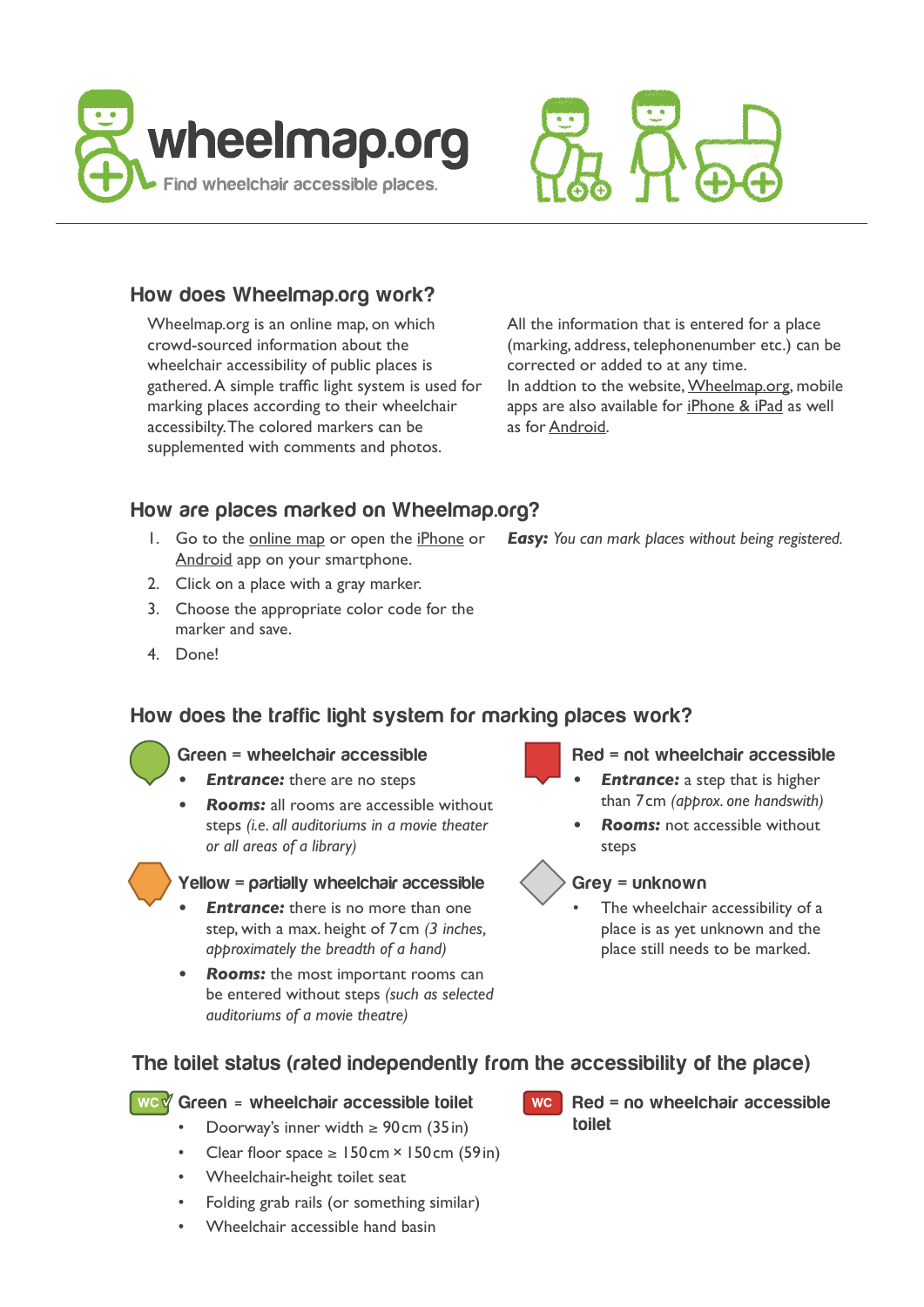# wheelmap.org

Find wheelchair accessible places.

## How does Wheelmap.org work?

Wheelmap.org is an online map, on which crowd-sourced information about the wheelchair accessibility of public places is gathered. A simple traffic light system is used for marking places according to their wheelchair accessibilty. The colored markers can be supplemented with comments and photos.

All the information that is entered for a place (marking, address, telephonenumber etc.) can be corrected or added to at any time.
In addtion to the website, Wheelmap.org, mobile apps are also available for iPhone & iPad as well as for Android.

## How are places marked on Wheelmap.org?

1. Go to the online map or open the iPhone or Android app on your smartphone.
2. Click on a place with a gray marker.
3. Choose the appropriate color code for the marker and save.
4. Done!

***Easy:*** *You can mark places without being registered.*

## How does the traffic light system for marking places work?

### Green = wheelchair accessible

- ***Entrance:*** there are no steps
- ***Rooms:*** all rooms are accessible without steps *(i.e. all auditoriums in a movie theater or all areas of a library)*

### Yellow = partially wheelchair accessible

- ***Entrance:*** there is no more than one step, with a max. height of 7 cm *(3 inches, approximately the breadth of a hand)*
- ***Rooms:*** the most important rooms can be entered without steps *(such as selected auditoriums of a movie theatre)*

### Red = not wheelchair accessible

- ***Entrance:*** a step that is higher than 7 cm *(approx. one handswith)*
- ***Rooms:*** not accessible without steps

### Grey = unknown

- The wheelchair accessibility of a place is as yet unknown and the place still needs to be marked.

## The toilet status (rated independently from the accessibility of the place)

### WC Green = wheelchair accessible toilet

- Doorway's inner width ≥ 90 cm (35 in)
- Clear floor space ≥ 150 cm × 150 cm (59 in)
- Wheelchair-height toilet seat
- Folding grab rails (or something similar)
- Wheelchair accessible hand basin

### WC Red = no wheelchair accessible toilet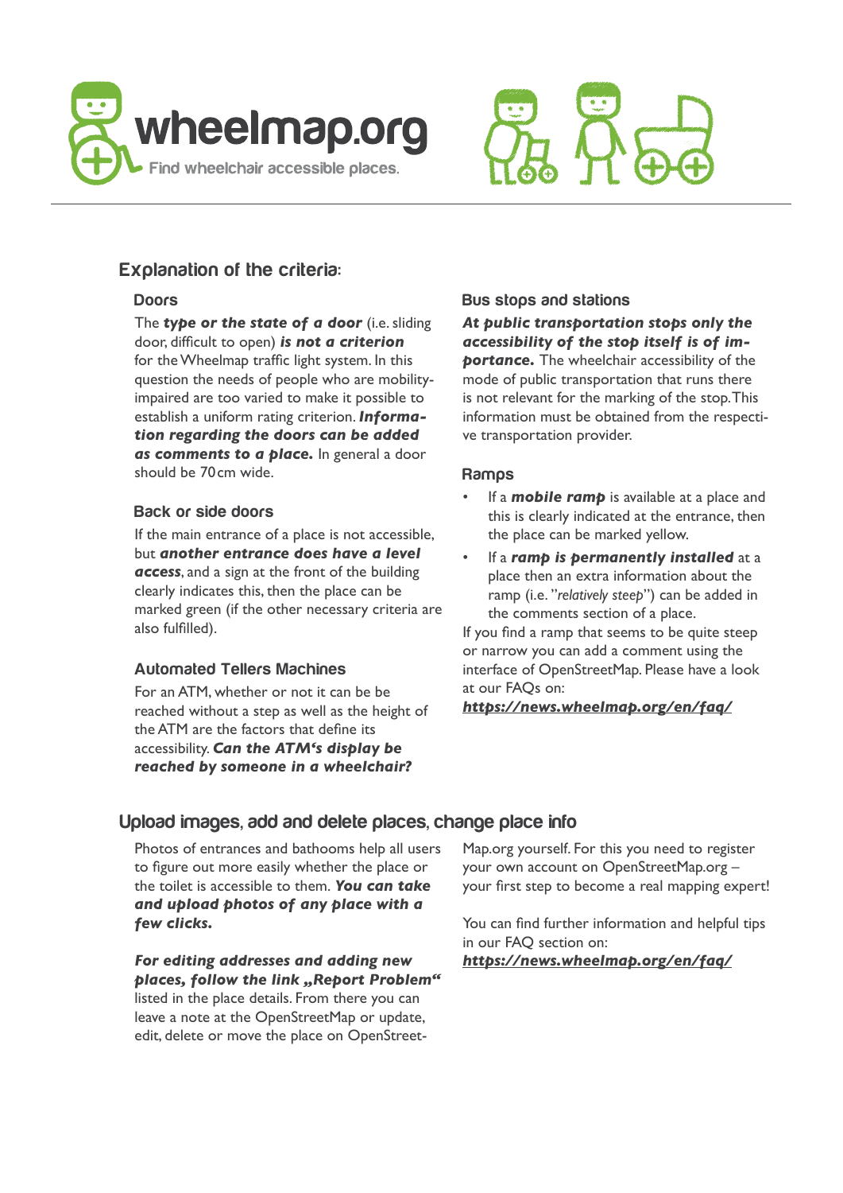wheelmap.org

Find wheelchair accessible places.

## Explanation of the criteria:

### Doors

The ***type or the state of a door*** (i.e. sliding door, difficult to open) ***is not a criterion*** for the Wheelmap traffic light system. In this question the needs of people who are mobility-impaired are too varied to make it possible to establish a uniform rating criterion. ***Information regarding the doors can be added as comments to a place.*** In general a door should be 70 cm wide.

### Back or side doors

If the main entrance of a place is not accessible, but ***another entrance does have a level access***, and a sign at the front of the building clearly indicates this, then the place can be marked green (if the other necessary criteria are also fulfilled).

### Automated Tellers Machines

For an ATM, whether or not it can be be reached without a step as well as the height of the ATM are the factors that define its accessibility. ***Can the ATM's display be reached by someone in a wheelchair?***

### Bus stops and stations

***At public transportation stops only the accessibility of the stop itself is of importance.*** The wheelchair accessibility of the mode of public transportation that runs there is not relevant for the marking of the stop. This information must be obtained from the respective transportation provider.

### Ramps

- If a ***mobile ramp*** is available at a place and this is clearly indicated at the entrance, then the place can be marked yellow.
- If a ***ramp is permanently installed*** at a place then an extra information about the ramp (i.e. "*relatively steep*") can be added in the comments section of a place.

If you find a ramp that seems to be quite steep or narrow you can add a comment using the interface of OpenStreetMap. Please have a look at our FAQs on:
***https://news.wheelmap.org/en/faq/***

## Upload images, add and delete places, change place info

Photos of entrances and bathooms help all users to figure out more easily whether the place or the toilet is accessible to them. ***You can take and upload photos of any place with a few clicks.***

***For editing addresses and adding new places, follow the link „Report Problem"*** listed in the place details. From there you can leave a note at the OpenStreetMap or update, edit, delete or move the place on OpenStreetMap.org yourself. For this you need to register your own account on OpenStreetMap.org – your first step to become a real mapping expert!

You can find further information and helpful tips in our FAQ section on:
***https://news.wheelmap.org/en/faq/***